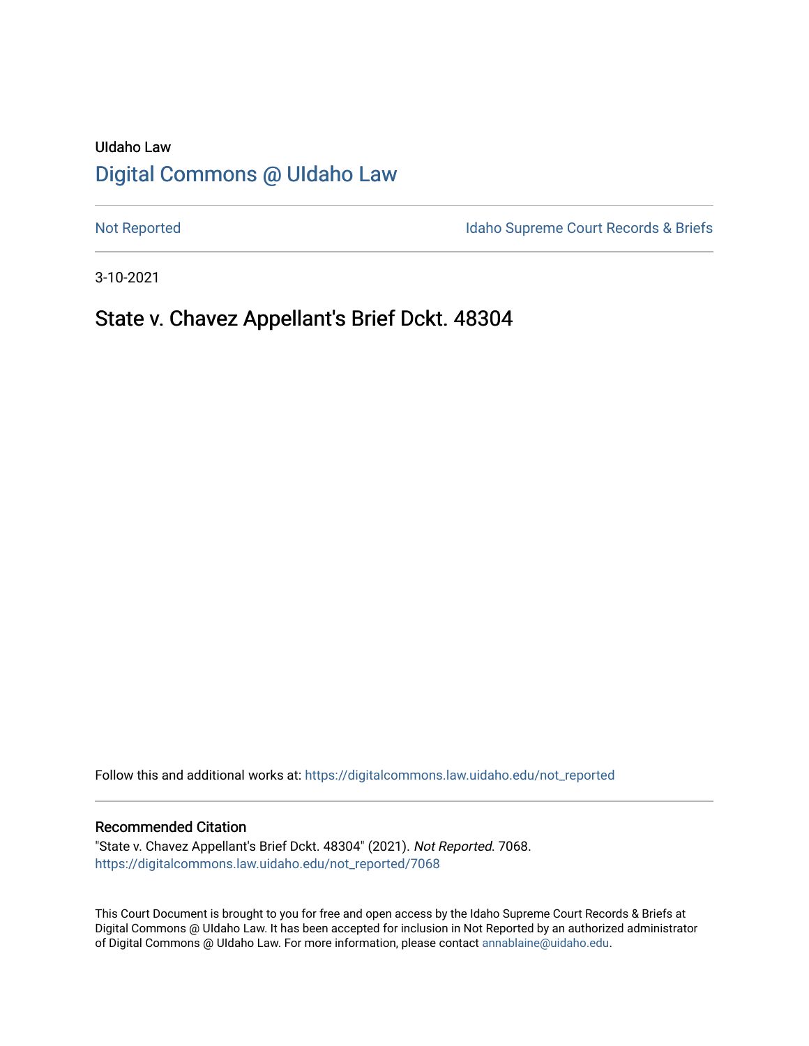UIdaho Law

# Digital Commons @ UIdaho Law

Not Reported

Idaho Supreme Court Records & Briefs

3-10-2021

## State v. Chavez Appellant's Brief Dckt. 48304

Follow this and additional works at: https://digitalcommons.law.uidaho.edu/not_reported

### Recommended Citation

"State v. Chavez Appellant's Brief Dckt. 48304" (2021). *Not Reported*. 7068.
https://digitalcommons.law.uidaho.edu/not_reported/7068

This Court Document is brought to you for free and open access by the Idaho Supreme Court Records & Briefs at Digital Commons @ UIdaho Law. It has been accepted for inclusion in Not Reported by an authorized administrator of Digital Commons @ UIdaho Law. For more information, please contact annablaine@uidaho.edu.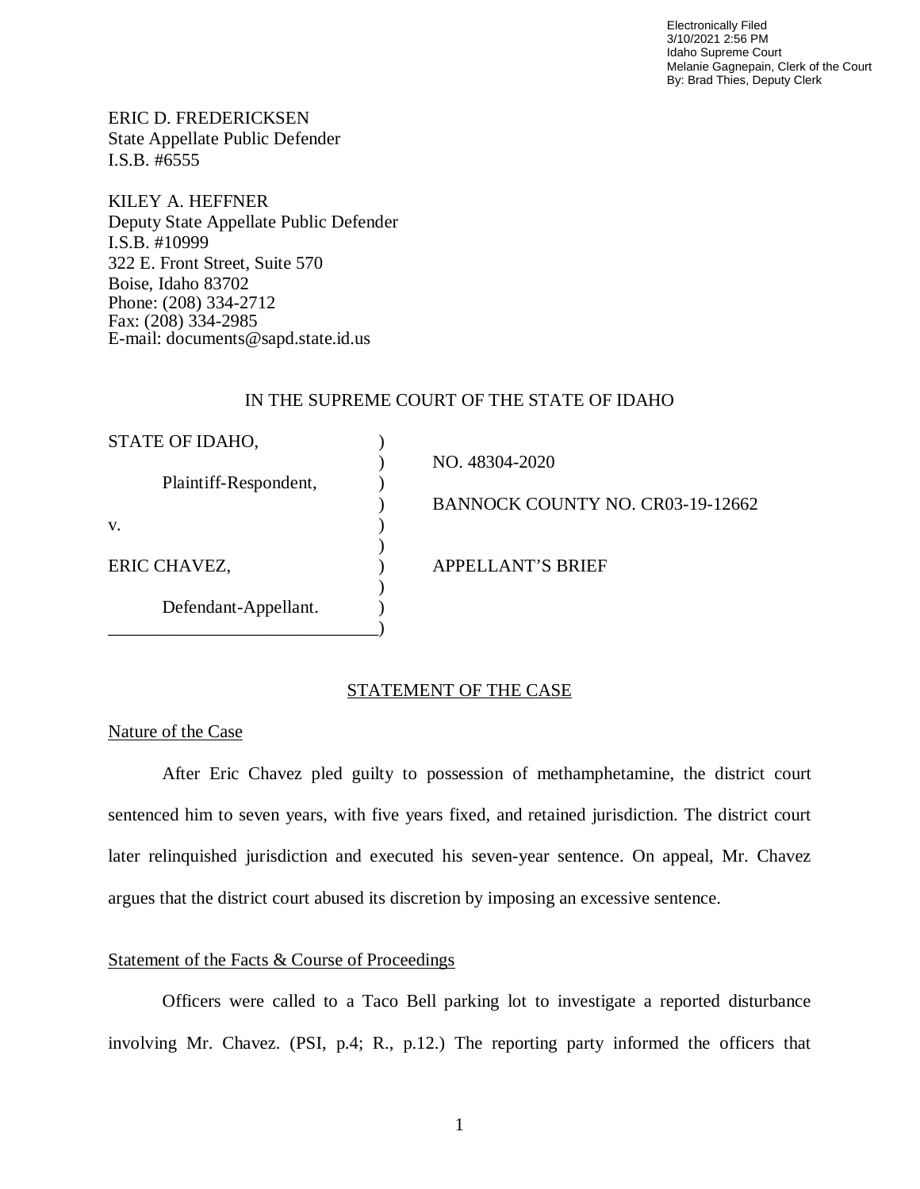Electronically Filed
3/10/2021 2:56 PM
Idaho Supreme Court
Melanie Gagnepain, Clerk of the Court
By: Brad Thies, Deputy Clerk

ERIC D. FREDERICKSEN
State Appellate Public Defender
I.S.B. #6555

KILEY A. HEFFNER
Deputy State Appellate Public Defender
I.S.B. #10999
322 E. Front Street, Suite 570
Boise, Idaho 83702
Phone: (208) 334-2712
Fax: (208) 334-2985
E-mail: documents@sapd.state.id.us

IN THE SUPREME COURT OF THE STATE OF IDAHO

| | |
|---|---|
| STATE OF IDAHO, | |
| | NO. 48304-2020 |
| Plaintiff-Respondent, | |
| | BANNOCK COUNTY NO. CR03-19-12662 |
| v. | |
| | |
| ERIC CHAVEZ, | APPELLANT'S BRIEF |
| | |
| Defendant-Appellant. | |

## STATEMENT OF THE CASE

### Nature of the Case

After Eric Chavez pled guilty to possession of methamphetamine, the district court sentenced him to seven years, with five years fixed, and retained jurisdiction. The district court later relinquished jurisdiction and executed his seven-year sentence. On appeal, Mr. Chavez argues that the district court abused its discretion by imposing an excessive sentence.

### Statement of the Facts & Course of Proceedings

Officers were called to a Taco Bell parking lot to investigate a reported disturbance involving Mr. Chavez. (PSI, p.4; R., p.12.) The reporting party informed the officers that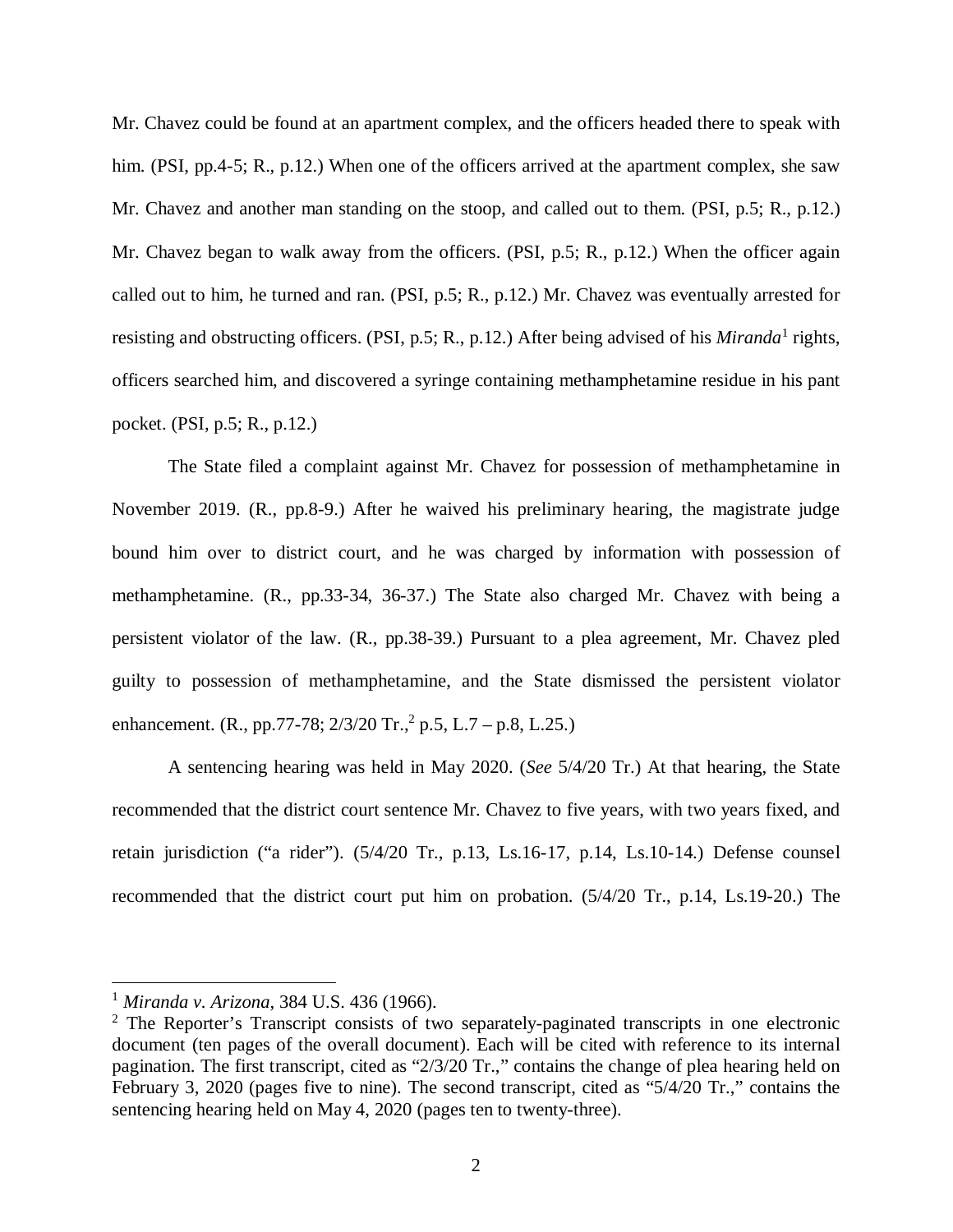Mr. Chavez could be found at an apartment complex, and the officers headed there to speak with him. (PSI, pp.4-5; R., p.12.) When one of the officers arrived at the apartment complex, she saw Mr. Chavez and another man standing on the stoop, and called out to them. (PSI, p.5; R., p.12.) Mr. Chavez began to walk away from the officers. (PSI, p.5; R., p.12.) When the officer again called out to him, he turned and ran. (PSI, p.5; R., p.12.) Mr. Chavez was eventually arrested for resisting and obstructing officers. (PSI, p.5; R., p.12.) After being advised of his *Miranda*[1] rights, officers searched him, and discovered a syringe containing methamphetamine residue in his pant pocket. (PSI, p.5; R., p.12.)

The State filed a complaint against Mr. Chavez for possession of methamphetamine in November 2019. (R., pp.8-9.) After he waived his preliminary hearing, the magistrate judge bound him over to district court, and he was charged by information with possession of methamphetamine. (R., pp.33-34, 36-37.) The State also charged Mr. Chavez with being a persistent violator of the law. (R., pp.38-39.) Pursuant to a plea agreement, Mr. Chavez pled guilty to possession of methamphetamine, and the State dismissed the persistent violator enhancement. (R., pp.77-78; 2/3/20 Tr.,[2] p.5, L.7 – p.8, L.25.)

A sentencing hearing was held in May 2020. (*See* 5/4/20 Tr.) At that hearing, the State recommended that the district court sentence Mr. Chavez to five years, with two years fixed, and retain jurisdiction ("a rider"). (5/4/20 Tr., p.13, Ls.16-17, p.14, Ls.10-14.) Defense counsel recommended that the district court put him on probation. (5/4/20 Tr., p.14, Ls.19-20.) The

---

[1] *Miranda v. Arizona*, 384 U.S. 436 (1966).

[2] The Reporter's Transcript consists of two separately-paginated transcripts in one electronic document (ten pages of the overall document). Each will be cited with reference to its internal pagination. The first transcript, cited as "2/3/20 Tr.," contains the change of plea hearing held on February 3, 2020 (pages five to nine). The second transcript, cited as "5/4/20 Tr.," contains the sentencing hearing held on May 4, 2020 (pages ten to twenty-three).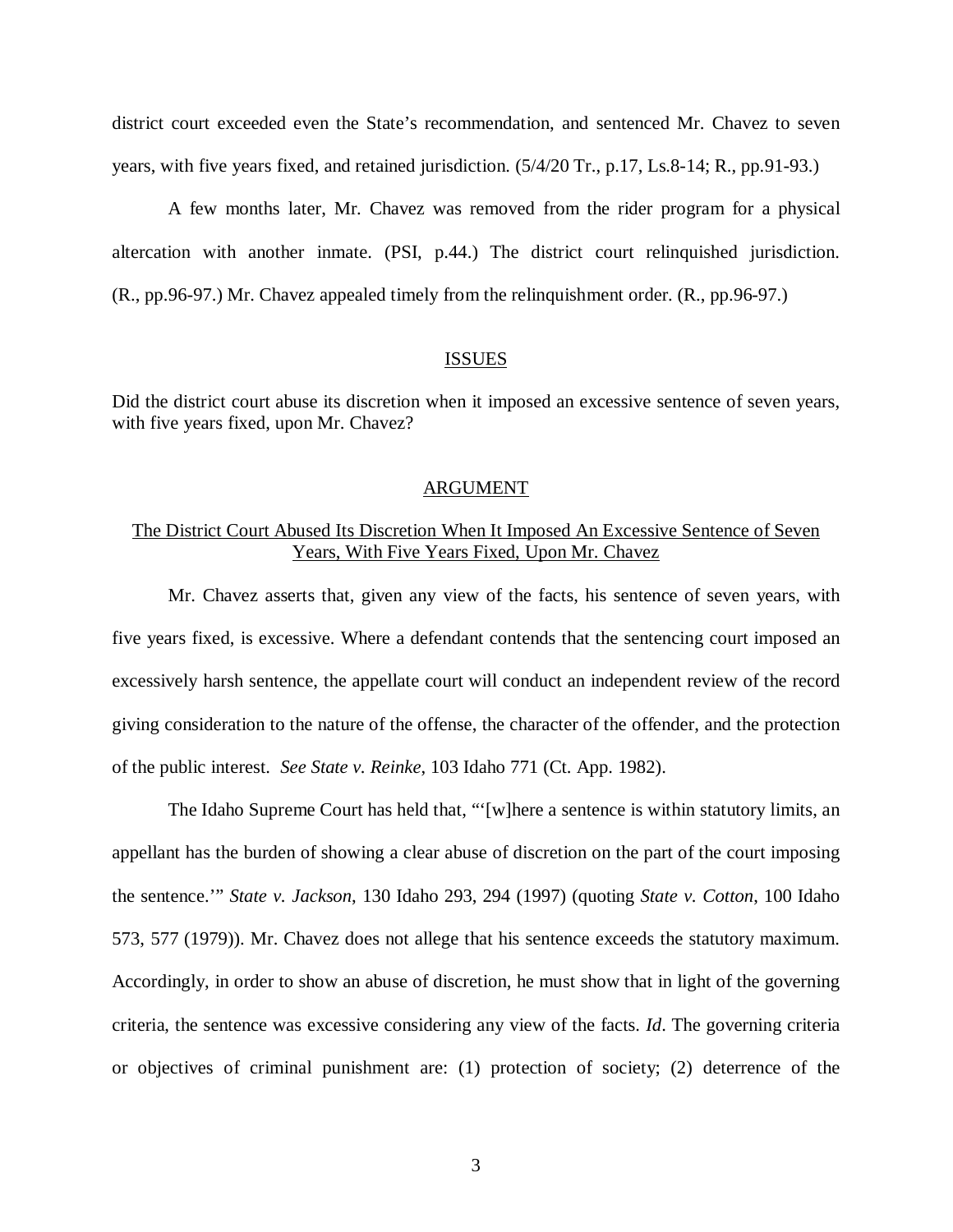district court exceeded even the State's recommendation, and sentenced Mr. Chavez to seven years, with five years fixed, and retained jurisdiction. (5/4/20 Tr., p.17, Ls.8-14; R., pp.91-93.)

A few months later, Mr. Chavez was removed from the rider program for a physical altercation with another inmate. (PSI, p.44.) The district court relinquished jurisdiction. (R., pp.96-97.) Mr. Chavez appealed timely from the relinquishment order. (R., pp.96-97.)

## ISSUES

Did the district court abuse its discretion when it imposed an excessive sentence of seven years, with five years fixed, upon Mr. Chavez?

## ARGUMENT

### The District Court Abused Its Discretion When It Imposed An Excessive Sentence of Seven Years, With Five Years Fixed, Upon Mr. Chavez

Mr. Chavez asserts that, given any view of the facts, his sentence of seven years, with five years fixed, is excessive. Where a defendant contends that the sentencing court imposed an excessively harsh sentence, the appellate court will conduct an independent review of the record giving consideration to the nature of the offense, the character of the offender, and the protection of the public interest. *See State v. Reinke*, 103 Idaho 771 (Ct. App. 1982).

The Idaho Supreme Court has held that, "'[w]here a sentence is within statutory limits, an appellant has the burden of showing a clear abuse of discretion on the part of the court imposing the sentence.'" *State v. Jackson*, 130 Idaho 293, 294 (1997) (quoting *State v. Cotton*, 100 Idaho 573, 577 (1979)). Mr. Chavez does not allege that his sentence exceeds the statutory maximum. Accordingly, in order to show an abuse of discretion, he must show that in light of the governing criteria, the sentence was excessive considering any view of the facts. *Id*. The governing criteria or objectives of criminal punishment are: (1) protection of society; (2) deterrence of the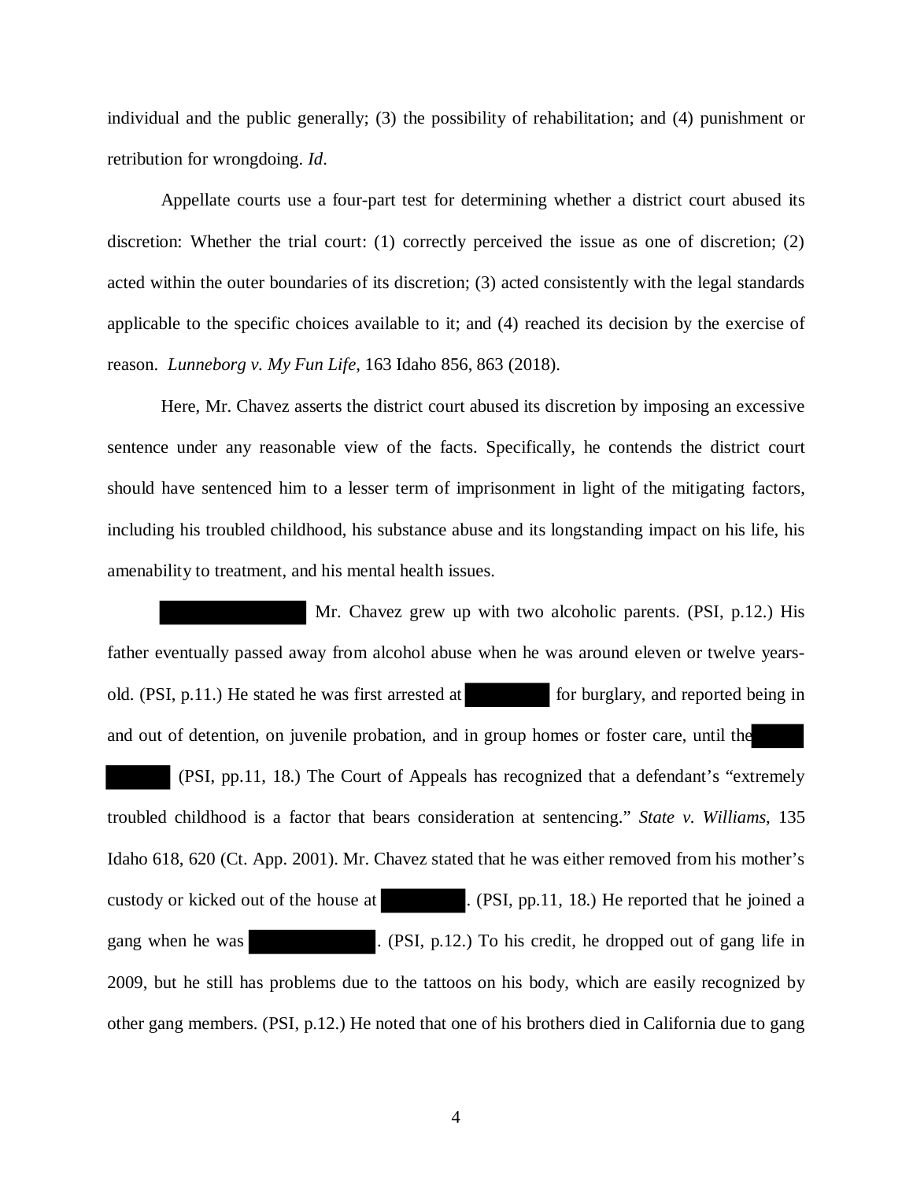individual and the public generally; (3) the possibility of rehabilitation; and (4) punishment or retribution for wrongdoing. *Id*.

Appellate courts use a four-part test for determining whether a district court abused its discretion: Whether the trial court: (1) correctly perceived the issue as one of discretion; (2) acted within the outer boundaries of its discretion; (3) acted consistently with the legal standards applicable to the specific choices available to it; and (4) reached its decision by the exercise of reason. *Lunneborg v. My Fun Life*, 163 Idaho 856, 863 (2018).

Here, Mr. Chavez asserts the district court abused its discretion by imposing an excessive sentence under any reasonable view of the facts. Specifically, he contends the district court should have sentenced him to a lesser term of imprisonment in light of the mitigating factors, including his troubled childhood, his substance abuse and its longstanding impact on his life, his amenability to treatment, and his mental health issues.

[REDACTED] Mr. Chavez grew up with two alcoholic parents. (PSI, p.12.) His father eventually passed away from alcohol abuse when he was around eleven or twelve years-old. (PSI, p.11.) He stated he was first arrested at [REDACTED] for burglary, and reported being in and out of detention, on juvenile probation, and in group homes or foster care, until the [REDACTED] [REDACTED] (PSI, pp.11, 18.) The Court of Appeals has recognized that a defendant's "extremely troubled childhood is a factor that bears consideration at sentencing." *State v. Williams*, 135 Idaho 618, 620 (Ct. App. 2001). Mr. Chavez stated that he was either removed from his mother's custody or kicked out of the house at [REDACTED]. (PSI, pp.11, 18.) He reported that he joined a gang when he was [REDACTED]. (PSI, p.12.) To his credit, he dropped out of gang life in 2009, but he still has problems due to the tattoos on his body, which are easily recognized by other gang members. (PSI, p.12.) He noted that one of his brothers died in California due to gang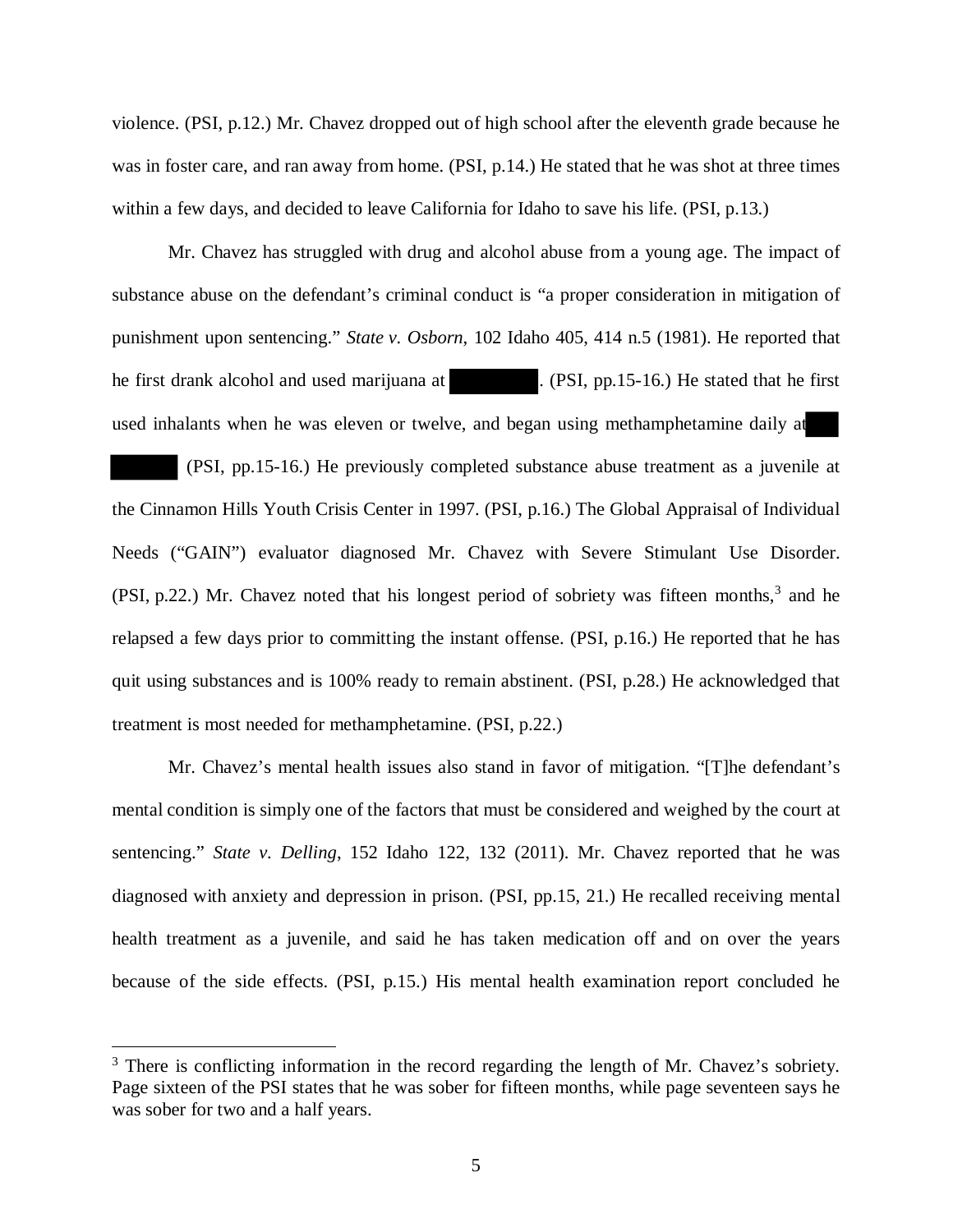violence. (PSI, p.12.) Mr. Chavez dropped out of high school after the eleventh grade because he was in foster care, and ran away from home. (PSI, p.14.) He stated that he was shot at three times within a few days, and decided to leave California for Idaho to save his life. (PSI, p.13.)

Mr. Chavez has struggled with drug and alcohol abuse from a young age. The impact of substance abuse on the defendant's criminal conduct is "a proper consideration in mitigation of punishment upon sentencing." *State v. Osborn*, 102 Idaho 405, 414 n.5 (1981). He reported that he first drank alcohol and used marijuana at [REDACTED]. (PSI, pp.15-16.) He stated that he first used inhalants when he was eleven or twelve, and began using methamphetamine daily at [REDACTED] (PSI, pp.15-16.) He previously completed substance abuse treatment as a juvenile at the Cinnamon Hills Youth Crisis Center in 1997. (PSI, p.16.) The Global Appraisal of Individual Needs ("GAIN") evaluator diagnosed Mr. Chavez with Severe Stimulant Use Disorder. (PSI, p.22.) Mr. Chavez noted that his longest period of sobriety was fifteen months,[3] and he relapsed a few days prior to committing the instant offense. (PSI, p.16.) He reported that he has quit using substances and is 100% ready to remain abstinent. (PSI, p.28.) He acknowledged that treatment is most needed for methamphetamine. (PSI, p.22.)

Mr. Chavez's mental health issues also stand in favor of mitigation. "[T]he defendant's mental condition is simply one of the factors that must be considered and weighed by the court at sentencing." *State v. Delling*, 152 Idaho 122, 132 (2011). Mr. Chavez reported that he was diagnosed with anxiety and depression in prison. (PSI, pp.15, 21.) He recalled receiving mental health treatment as a juvenile, and said he has taken medication off and on over the years because of the side effects. (PSI, p.15.) His mental health examination report concluded he

---

[3] There is conflicting information in the record regarding the length of Mr. Chavez's sobriety. Page sixteen of the PSI states that he was sober for fifteen months, while page seventeen says he was sober for two and a half years.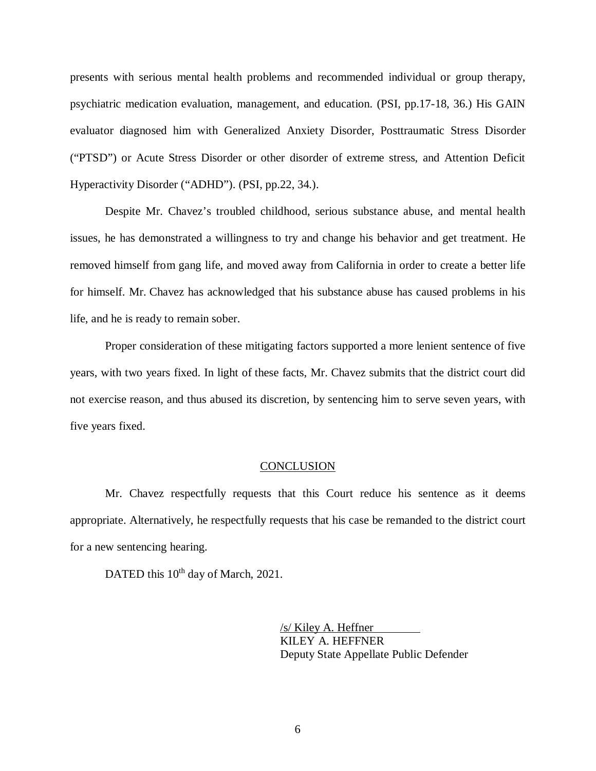presents with serious mental health problems and recommended individual or group therapy, psychiatric medication evaluation, management, and education. (PSI, pp.17-18, 36.) His GAIN evaluator diagnosed him with Generalized Anxiety Disorder, Posttraumatic Stress Disorder ("PTSD") or Acute Stress Disorder or other disorder of extreme stress, and Attention Deficit Hyperactivity Disorder ("ADHD"). (PSI, pp.22, 34.).

Despite Mr. Chavez's troubled childhood, serious substance abuse, and mental health issues, he has demonstrated a willingness to try and change his behavior and get treatment. He removed himself from gang life, and moved away from California in order to create a better life for himself. Mr. Chavez has acknowledged that his substance abuse has caused problems in his life, and he is ready to remain sober.

Proper consideration of these mitigating factors supported a more lenient sentence of five years, with two years fixed. In light of these facts, Mr. Chavez submits that the district court did not exercise reason, and thus abused its discretion, by sentencing him to serve seven years, with five years fixed.

## CONCLUSION

Mr. Chavez respectfully requests that this Court reduce his sentence as it deems appropriate. Alternatively, he respectfully requests that his case be remanded to the district court for a new sentencing hearing.

DATED this 10th day of March, 2021.

/s/ Kiley A. Heffner
KILEY A. HEFFNER
Deputy State Appellate Public Defender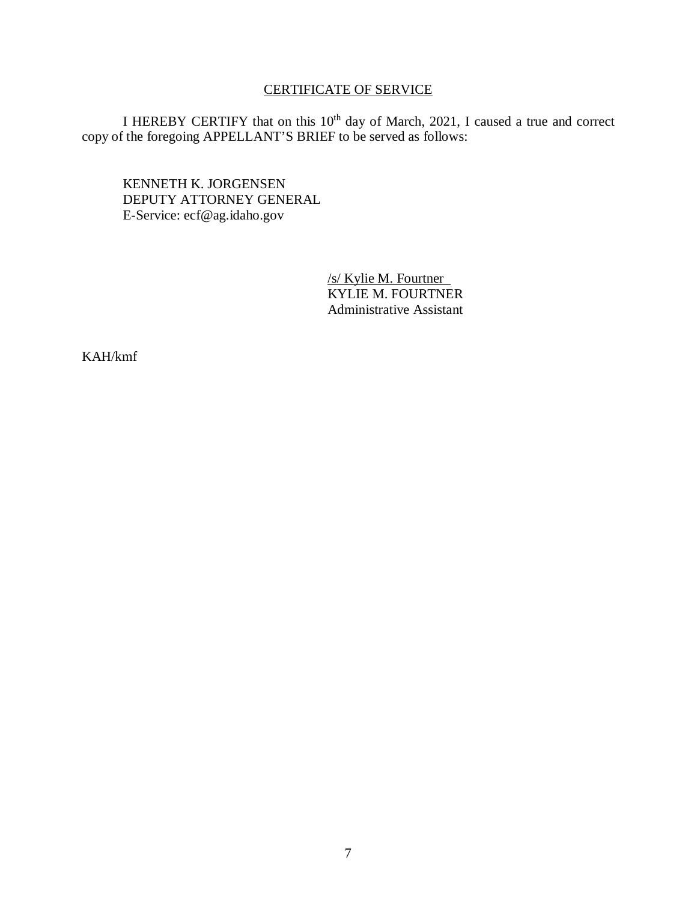## CERTIFICATE OF SERVICE

I HEREBY CERTIFY that on this 10th day of March, 2021, I caused a true and correct copy of the foregoing APPELLANT'S BRIEF to be served as follows:

KENNETH K. JORGENSEN
DEPUTY ATTORNEY GENERAL
E-Service: ecf@ag.idaho.gov

/s/ Kylie M. Fourtner
KYLIE M. FOURTNER
Administrative Assistant

KAH/kmf